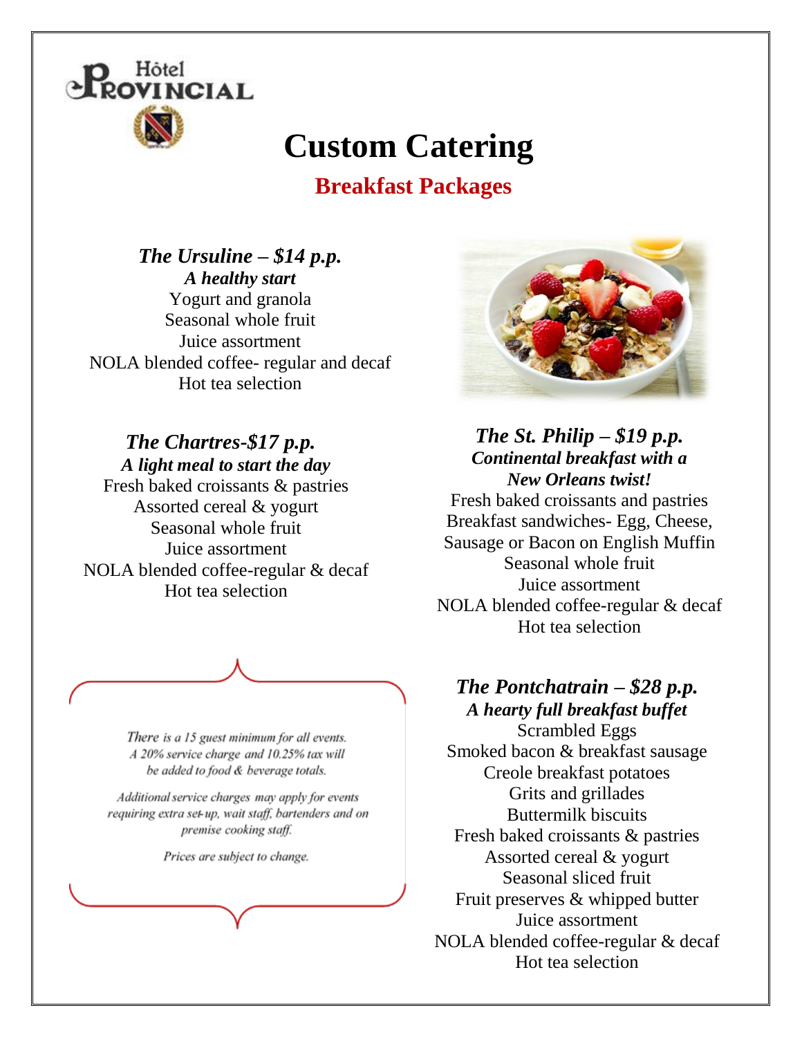Hôtel Provincial

# Custom Catering

## Breakfast Packages

***The Ursuline – $14 p.p.***

***A healthy start***

Yogurt and granola
Seasonal whole fruit
Juice assortment
NOLA blended coffee- regular and decaf
Hot tea selection

***The Chartres-$17 p.p.***

***A light meal to start the day***

Fresh baked croissants & pastries
Assorted cereal & yogurt
Seasonal whole fruit
Juice assortment
NOLA blended coffee-regular & decaf
Hot tea selection

***The St. Philip – $19 p.p.***

***Continental breakfast with a New Orleans twist!***

Fresh baked croissants and pastries
Breakfast sandwiches- Egg, Cheese, Sausage or Bacon on English Muffin
Seasonal whole fruit
Juice assortment
NOLA blended coffee-regular & decaf
Hot tea selection

***The Pontchatrain – $28 p.p.***

***A hearty full breakfast buffet***

Scrambled Eggs
Smoked bacon & breakfast sausage
Creole breakfast potatoes
Grits and grillades
Buttermilk biscuits
Fresh baked croissants & pastries
Assorted cereal & yogurt
Seasonal sliced fruit
Fruit preserves & whipped butter
Juice assortment
NOLA blended coffee-regular & decaf
Hot tea selection

*There is a 15 guest minimum for all events. A 20% service charge and 10.25% tax will be added to food & beverage totals.*

*Additional service charges may apply for events requiring extra set-up, wait staff, bartenders and on premise cooking staff.*

*Prices are subject to change.*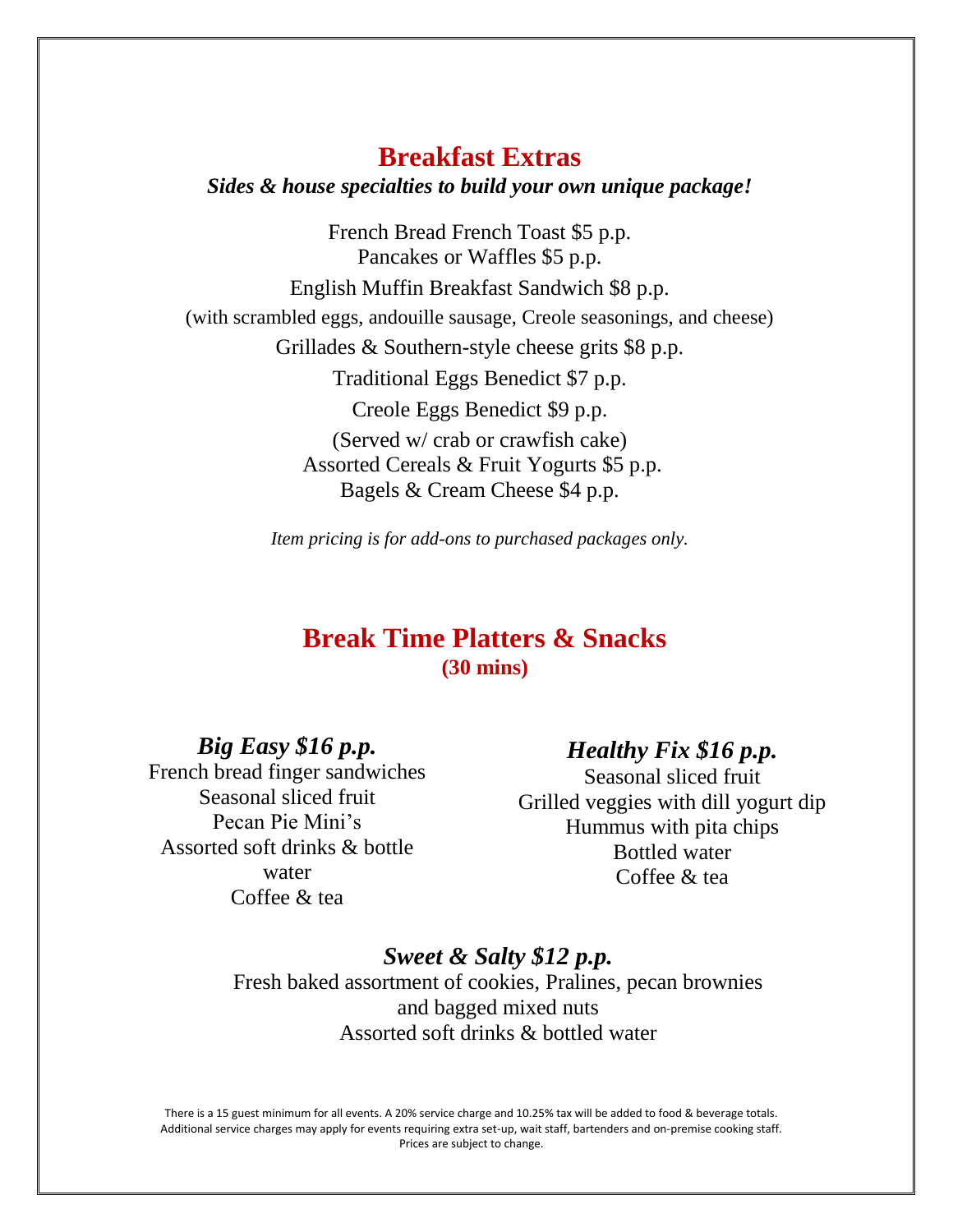## Breakfast Extras

***Sides & house specialties to build your own unique package!***

French Bread French Toast $5 p.p.
Pancakes or Waffles $5 p.p.
English Muffin Breakfast Sandwich $8 p.p.
(with scrambled eggs, andouille sausage, Creole seasonings, and cheese)
Grillades & Southern-style cheese grits $8 p.p.
Traditional Eggs Benedict $7 p.p.
Creole Eggs Benedict $9 p.p.
(Served w/ crab or crawfish cake)
Assorted Cereals & Fruit Yogurts $5 p.p.
Bagels & Cream Cheese $4 p.p.

*Item pricing is for add-ons to purchased packages only.*

## Break Time Platters & Snacks

**(30 mins)**

### *Big Easy $16 p.p.*

French bread finger sandwiches
Seasonal sliced fruit
Pecan Pie Mini's
Assorted soft drinks & bottle water
Coffee & tea

### *Healthy Fix $16 p.p.*

Seasonal sliced fruit
Grilled veggies with dill yogurt dip
Hummus with pita chips
Bottled water
Coffee & tea

### *Sweet & Salty $12 p.p.*

Fresh baked assortment of cookies, Pralines, pecan brownies and bagged mixed nuts
Assorted soft drinks & bottled water

There is a 15 guest minimum for all events. A 20% service charge and 10.25% tax will be added to food & beverage totals. Additional service charges may apply for events requiring extra set-up, wait staff, bartenders and on-premise cooking staff. Prices are subject to change.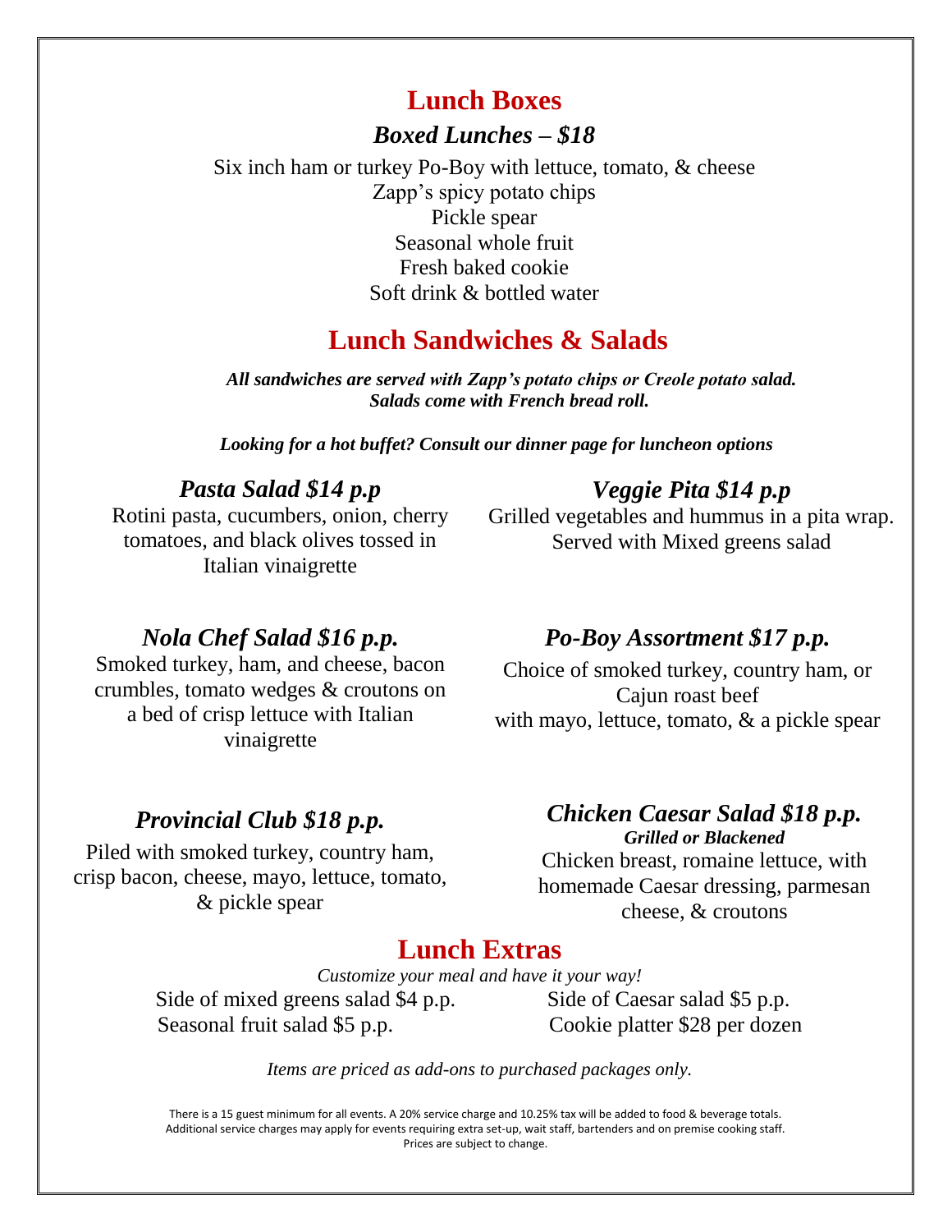# Lunch Boxes

## *Boxed Lunches – $18*

Six inch ham or turkey Po-Boy with lettuce, tomato, & cheese
Zapp's spicy potato chips
Pickle spear
Seasonal whole fruit
Fresh baked cookie
Soft drink & bottled water

# Lunch Sandwiches & Salads

***All sandwiches are served with Zapp's potato chips or Creole potato salad.***
***Salads come with French bread roll.***

***Looking for a hot buffet? Consult our dinner page for luncheon options***

## *Pasta Salad $14 p.p*

Rotini pasta, cucumbers, onion, cherry tomatoes, and black olives tossed in Italian vinaigrette

## *Veggie Pita $14 p.p*

Grilled vegetables and hummus in a pita wrap. Served with Mixed greens salad

## *Nola Chef Salad $16 p.p.*

Smoked turkey, ham, and cheese, bacon crumbles, tomato wedges & croutons on a bed of crisp lettuce with Italian vinaigrette

## *Po-Boy Assortment $17 p.p.*

Choice of smoked turkey, country ham, or Cajun roast beef
with mayo, lettuce, tomato, & a pickle spear

## *Provincial Club $18 p.p.*

Piled with smoked turkey, country ham, crisp bacon, cheese, mayo, lettuce, tomato, & pickle spear

## *Chicken Caesar Salad $18 p.p.*

***Grilled or Blackened***

Chicken breast, romaine lettuce, with homemade Caesar dressing, parmesan cheese, & croutons

# Lunch Extras

*Customize your meal and have it your way!*

Side of mixed greens salad $4 p.p.
Side of Caesar salad $5 p.p.
Seasonal fruit salad $5 p.p.
Cookie platter $28 per dozen

*Items are priced as add-ons to purchased packages only.*

There is a 15 guest minimum for all events. A 20% service charge and 10.25% tax will be added to food & beverage totals. Additional service charges may apply for events requiring extra set-up, wait staff, bartenders and on premise cooking staff. Prices are subject to change.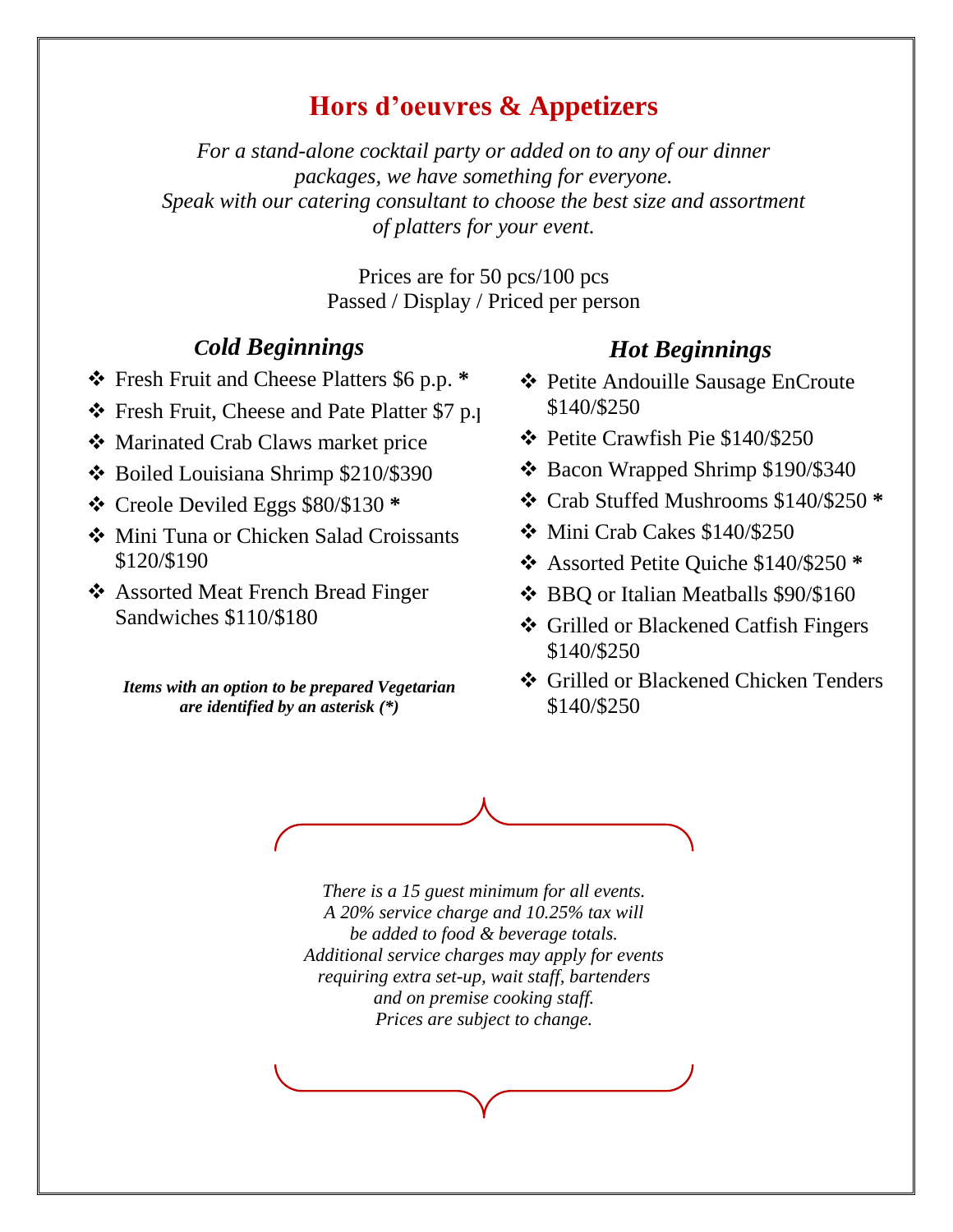# Hors d'oeuvres & Appetizers

*For a stand-alone cocktail party or added on to any of our dinner packages, we have something for everyone.*
*Speak with our catering consultant to choose the best size and assortment of platters for your event.*

Prices are for 50 pcs/100 pcs
Passed / Display / Priced per person

## *Cold Beginnings*

- Fresh Fruit and Cheese Platters $6 p.p. **\***
- Fresh Fruit, Cheese and Pate Platter $7 p.p
- Marinated Crab Claws market price
- Boiled Louisiana Shrimp $210/$390
- Creole Deviled Eggs $80/$130 **\***
- Mini Tuna or Chicken Salad Croissants $120/$190
- Assorted Meat French Bread Finger Sandwiches $110/$180

***Items with an option to be prepared Vegetarian are identified by an asterisk (\*)***

## *Hot Beginnings*

- Petite Andouille Sausage EnCroute $140/$250
- Petite Crawfish Pie $140/$250
- Bacon Wrapped Shrimp $190/$340
- Crab Stuffed Mushrooms $140/$250 **\***
- Mini Crab Cakes $140/$250
- Assorted Petite Quiche $140/$250 **\***
- BBQ or Italian Meatballs $90/$160
- Grilled or Blackened Catfish Fingers $140/$250
- Grilled or Blackened Chicken Tenders $140/$250

*There is a 15 guest minimum for all events.*
*A 20% service charge and 10.25% tax will be added to food & beverage totals.*
*Additional service charges may apply for events requiring extra set-up, wait staff, bartenders and on premise cooking staff.*
*Prices are subject to change.*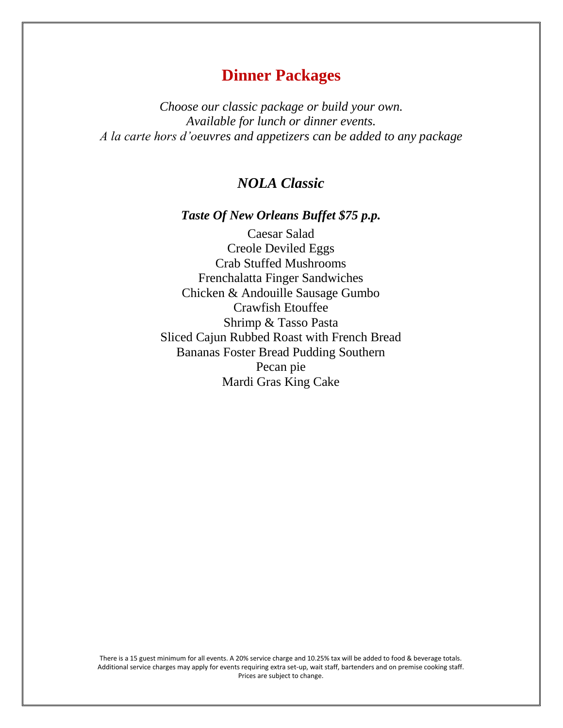# Dinner Packages

*Choose our classic package or build your own.*
*Available for lunch or dinner events.*
*A la carte hors d'oeuvres and appetizers can be added to any package*

## *NOLA Classic*

### *Taste Of New Orleans Buffet $75 p.p.*

Caesar Salad
Creole Deviled Eggs
Crab Stuffed Mushrooms
Frenchalatta Finger Sandwiches
Chicken & Andouille Sausage Gumbo
Crawfish Etouffee
Shrimp & Tasso Pasta
Sliced Cajun Rubbed Roast with French Bread
Bananas Foster Bread Pudding Southern
Pecan pie
Mardi Gras King Cake

There is a 15 guest minimum for all events. A 20% service charge and 10.25% tax will be added to food & beverage totals. Additional service charges may apply for events requiring extra set-up, wait staff, bartenders and on premise cooking staff. Prices are subject to change.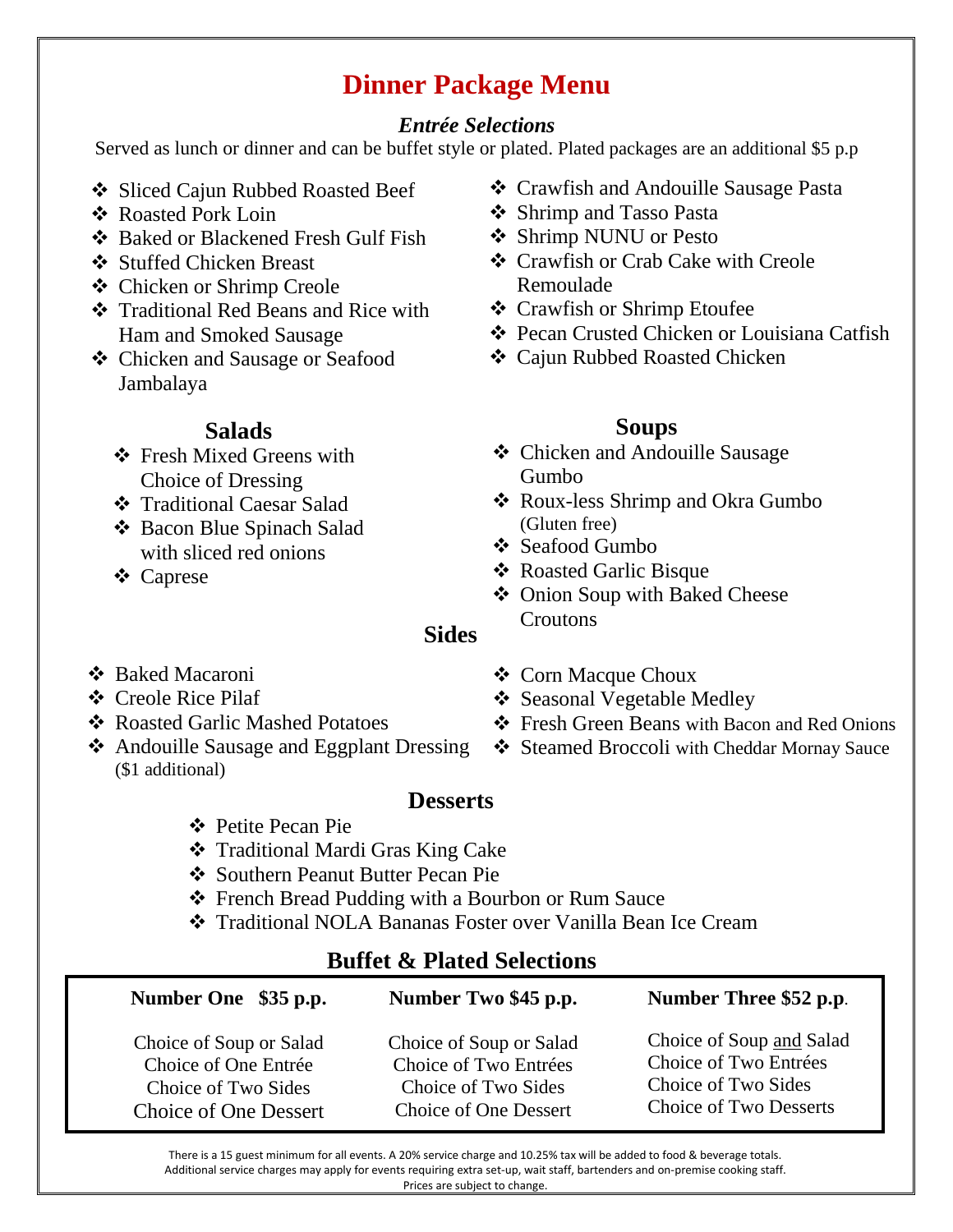# Dinner Package Menu

## *Entrée Selections*

Served as lunch or dinner and can be buffet style or plated. Plated packages are an additional $5 p.p

- Sliced Cajun Rubbed Roasted Beef
- Roasted Pork Loin
- Baked or Blackened Fresh Gulf Fish
- Stuffed Chicken Breast
- Chicken or Shrimp Creole
- Traditional Red Beans and Rice with Ham and Smoked Sausage
- Chicken and Sausage or Seafood Jambalaya
- Crawfish and Andouille Sausage Pasta
- Shrimp and Tasso Pasta
- Shrimp NUNU or Pesto
- Crawfish or Crab Cake with Creole Remoulade
- Crawfish or Shrimp Etoufee
- Pecan Crusted Chicken or Louisiana Catfish
- Cajun Rubbed Roasted Chicken

## Salads

- Fresh Mixed Greens with Choice of Dressing
- Traditional Caesar Salad
- Bacon Blue Spinach Salad with sliced red onions
- Caprese

## Soups

- Chicken and Andouille Sausage Gumbo
- Roux-less Shrimp and Okra Gumbo (Gluten free)
- Seafood Gumbo
- Roasted Garlic Bisque
- Onion Soup with Baked Cheese Croutons

## Sides

- Baked Macaroni
- Creole Rice Pilaf
- Roasted Garlic Mashed Potatoes
- Andouille Sausage and Eggplant Dressing ($1 additional)
- Corn Macque Choux
- Seasonal Vegetable Medley
- Fresh Green Beans with Bacon and Red Onions
- Steamed Broccoli with Cheddar Mornay Sauce

## Desserts

- Petite Pecan Pie
- Traditional Mardi Gras King Cake
- Southern Peanut Butter Pecan Pie
- French Bread Pudding with a Bourbon or Rum Sauce
- Traditional NOLA Bananas Foster over Vanilla Bean Ice Cream

## Buffet & Plated Selections

| **Number One $35 p.p.** | **Number Two $45 p.p.** | **Number Three $52 p.p.** |
|---|---|---|
| Choice of Soup or Salad | Choice of Soup or Salad | Choice of Soup and Salad |
| Choice of One Entrée | Choice of Two Entrées | Choice of Two Entrées |
| Choice of Two Sides | Choice of Two Sides | Choice of Two Sides |
| Choice of One Dessert | Choice of One Dessert | Choice of Two Desserts |

There is a 15 guest minimum for all events. A 20% service charge and 10.25% tax will be added to food & beverage totals.
Additional service charges may apply for events requiring extra set-up, wait staff, bartenders and on-premise cooking staff.
Prices are subject to change.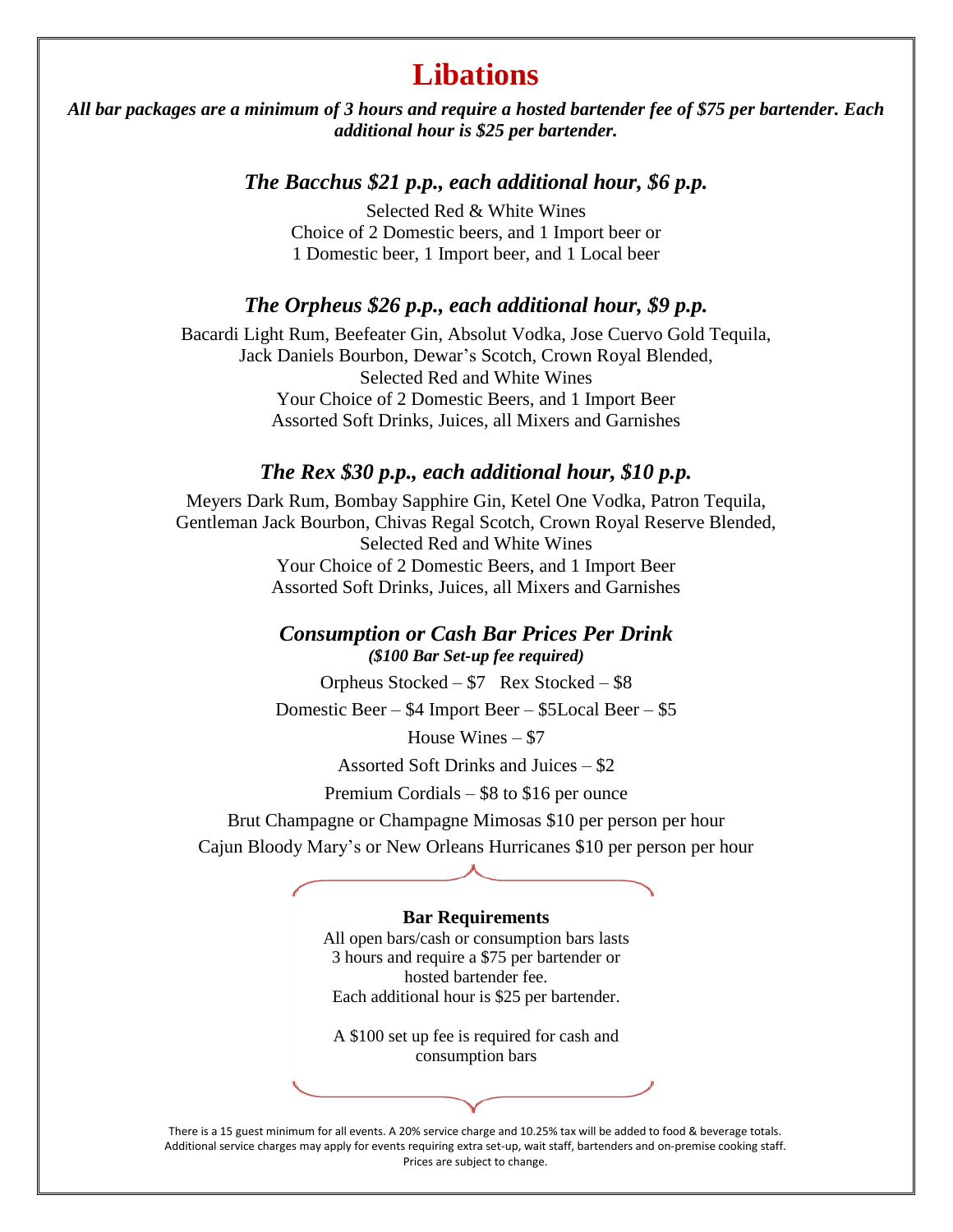# Libations

***All bar packages are a minimum of 3 hours and require a hosted bartender fee of $75 per bartender. Each additional hour is $25 per bartender.***

### *The Bacchus $21 p.p., each additional hour, $6 p.p.*

Selected Red & White Wines
Choice of 2 Domestic beers, and 1 Import beer or
1 Domestic beer, 1 Import beer, and 1 Local beer

### *The Orpheus $26 p.p., each additional hour, $9 p.p.*

Bacardi Light Rum, Beefeater Gin, Absolut Vodka, Jose Cuervo Gold Tequila,
Jack Daniels Bourbon, Dewar's Scotch, Crown Royal Blended,
Selected Red and White Wines
Your Choice of 2 Domestic Beers, and 1 Import Beer
Assorted Soft Drinks, Juices, all Mixers and Garnishes

### *The Rex $30 p.p., each additional hour, $10 p.p.*

Meyers Dark Rum, Bombay Sapphire Gin, Ketel One Vodka, Patron Tequila,
Gentleman Jack Bourbon, Chivas Regal Scotch, Crown Royal Reserve Blended,
Selected Red and White Wines
Your Choice of 2 Domestic Beers, and 1 Import Beer
Assorted Soft Drinks, Juices, all Mixers and Garnishes

### *Consumption or Cash Bar Prices Per Drink*

***($100 Bar Set-up fee required)***

Orpheus Stocked – $7 Rex Stocked – $8

Domestic Beer – $4 Import Beer – $5Local Beer – $5

House Wines – $7

Assorted Soft Drinks and Juices – $2

Premium Cordials – $8 to $16 per ounce

Brut Champagne or Champagne Mimosas $10 per person per hour

Cajun Bloody Mary's or New Orleans Hurricanes $10 per person per hour

**Bar Requirements**

All open bars/cash or consumption bars lasts 3 hours and require a $75 per bartender or hosted bartender fee.
Each additional hour is $25 per bartender.

A $100 set up fee is required for cash and consumption bars

There is a 15 guest minimum for all events. A 20% service charge and 10.25% tax will be added to food & beverage totals. Additional service charges may apply for events requiring extra set-up, wait staff, bartenders and on-premise cooking staff. Prices are subject to change.